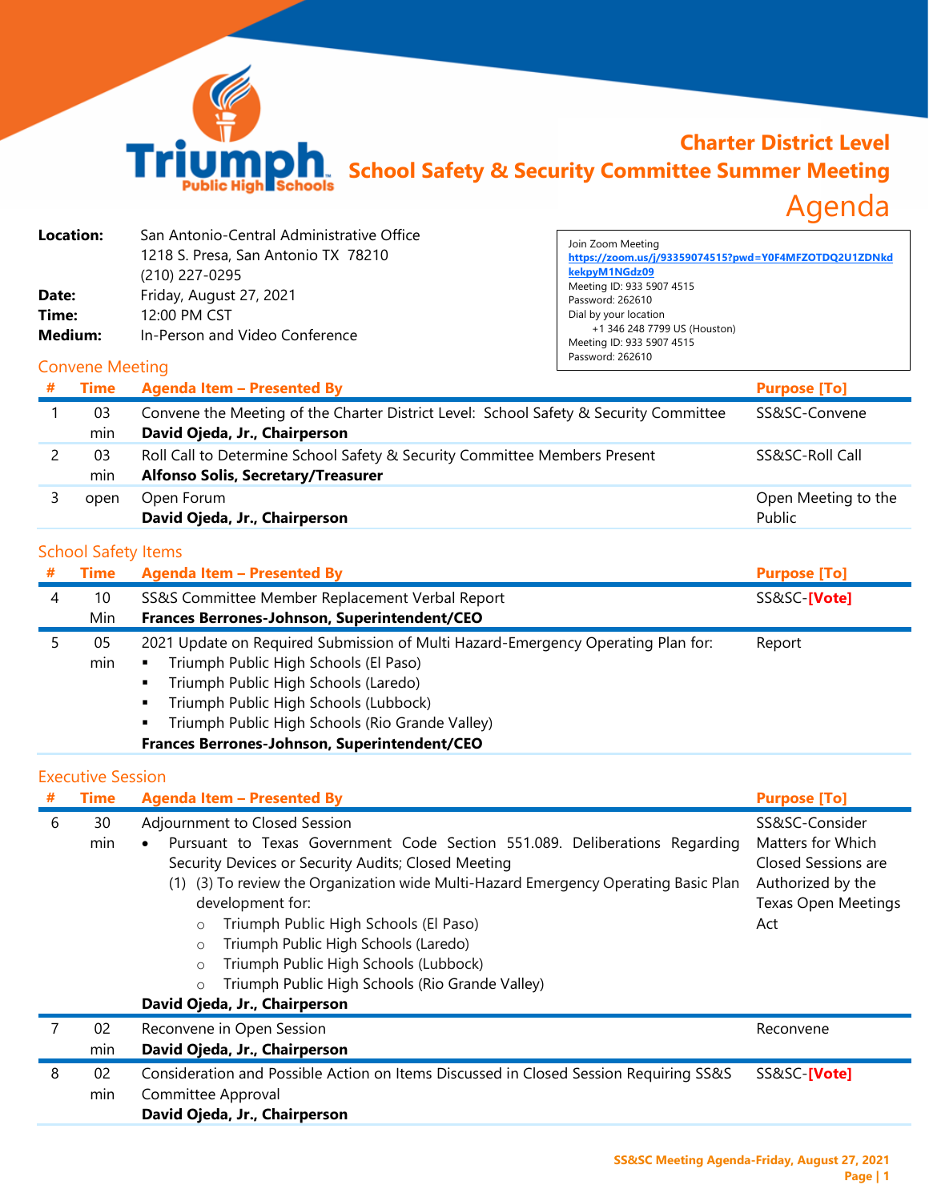# Triumph Public High Schools

## Charter District Level
## School Safety & Security Committee Summer Meeting
## Agenda

**Location:** San Antonio-Central Administrative Office
1218 S. Presa, San Antonio TX 78210
(210) 227-0295

**Date:** Friday, August 27, 2021

**Time:** 12:00 PM CST

**Medium:** In-Person and Video Conference

Join Zoom Meeting
https://zoom.us/j/93359074515?pwd=Y0F4MFZOTDQ2U1ZDNkdkekpyM1NGdz09
Meeting ID: 933 5907 4515
Password: 262610
Dial by your location
+1 346 248 7799 US (Houston)
Meeting ID: 933 5907 4515
Password: 262610

### Convene Meeting

| # | Time | Agenda Item – Presented By | Purpose [To] |
|---|---|---|---|
| 1 | 03 min | Convene the Meeting of the Charter District Level: School Safety & Security Committee<br>**David Ojeda, Jr., Chairperson** | SS&SC-Convene |
| 2 | 03 min | Roll Call to Determine School Safety & Security Committee Members Present<br>**Alfonso Solis, Secretary/Treasurer** | SS&SC-Roll Call |
| 3 | open | Open Forum<br>**David Ojeda, Jr., Chairperson** | Open Meeting to the Public |

### School Safety Items

| # | Time | Agenda Item – Presented By | Purpose [To] |
|---|---|---|---|
| 4 | 10 Min | SS&S Committee Member Replacement Verbal Report<br>**Frances Berrones-Johnson, Superintendent/CEO** | SS&SC-**[Vote]** |
| 5 | 05 min | 2021 Update on Required Submission of Multi Hazard-Emergency Operating Plan for:<br>▪ Triumph Public High Schools (El Paso)<br>▪ Triumph Public High Schools (Laredo)<br>▪ Triumph Public High Schools (Lubbock)<br>▪ Triumph Public High Schools (Rio Grande Valley)<br>**Frances Berrones-Johnson, Superintendent/CEO** | Report |

### Executive Session

| # | Time | Agenda Item – Presented By | Purpose [To] |
|---|---|---|---|
| 6 | 30 min | Adjournment to Closed Session<br>• Pursuant to Texas Government Code Section 551.089. Deliberations Regarding Security Devices or Security Audits; Closed Meeting<br>(1) (3) To review the Organization wide Multi-Hazard Emergency Operating Basic Plan development for:<br>○ Triumph Public High Schools (El Paso)<br>○ Triumph Public High Schools (Laredo)<br>○ Triumph Public High Schools (Lubbock)<br>○ Triumph Public High Schools (Rio Grande Valley)<br>**David Ojeda, Jr., Chairperson** | SS&SC-Consider Matters for Which Closed Sessions are Authorized by the Texas Open Meetings Act |
| 7 | 02 min | Reconvene in Open Session<br>**David Ojeda, Jr., Chairperson** | Reconvene |
| 8 | 02 min | Consideration and Possible Action on Items Discussed in Closed Session Requiring SS&S Committee Approval<br>**David Ojeda, Jr., Chairperson** | SS&SC-**[Vote]** |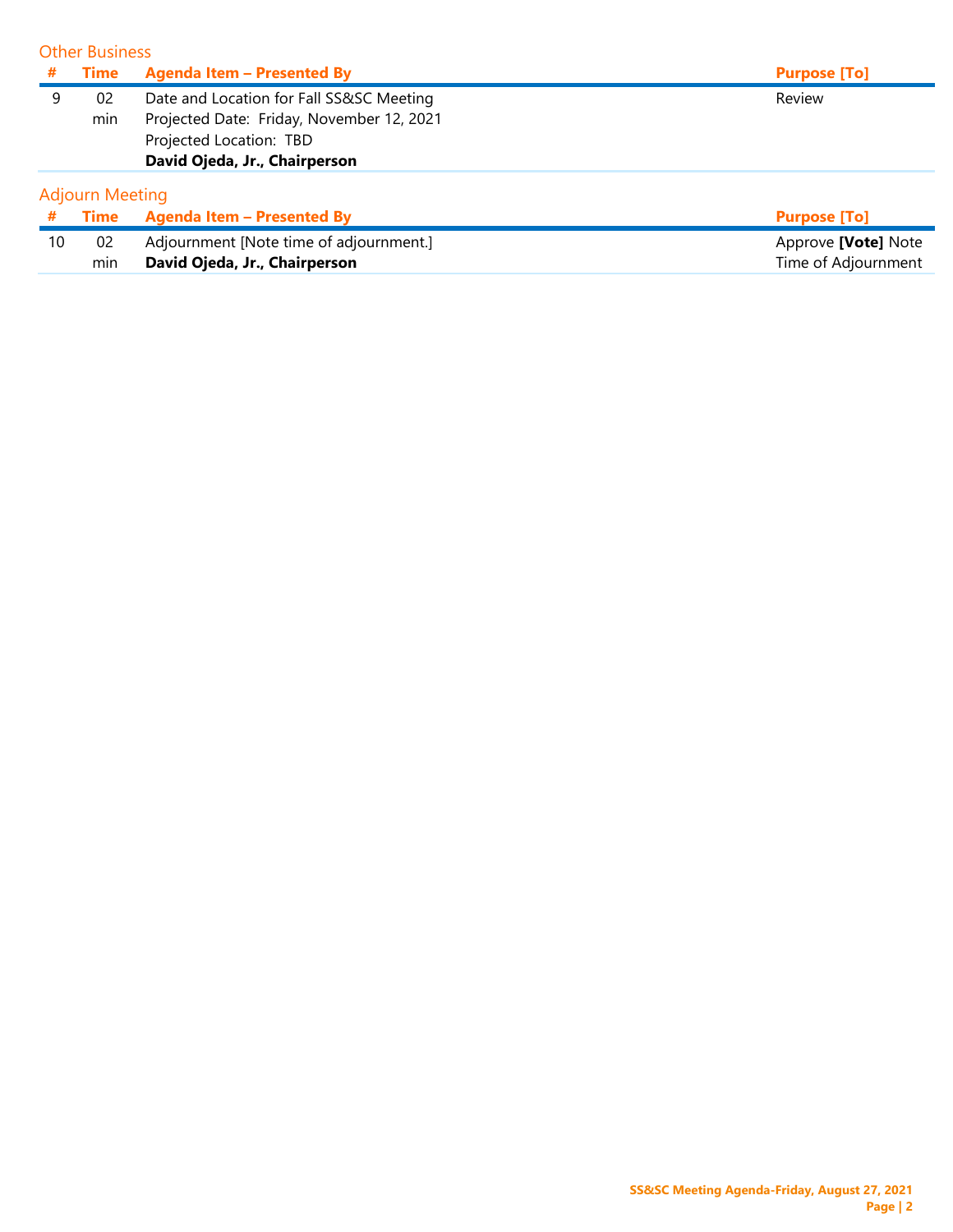## Other Business

| # | Time | Agenda Item – Presented By | Purpose [To] |
|---|---|---|---|
| 9 | 02 min | Date and Location for Fall SS&SC Meeting<br>Projected Date: Friday, November 12, 2021<br>Projected Location: TBD<br>**David Ojeda, Jr., Chairperson** | Review |

## Adjourn Meeting

| # | Time | Agenda Item – Presented By | Purpose [To] |
|---|---|---|---|
| 10 | 02 min | Adjournment [Note time of adjournment.]<br>**David Ojeda, Jr., Chairperson** | Approve **[Vote]** Note Time of Adjournment |